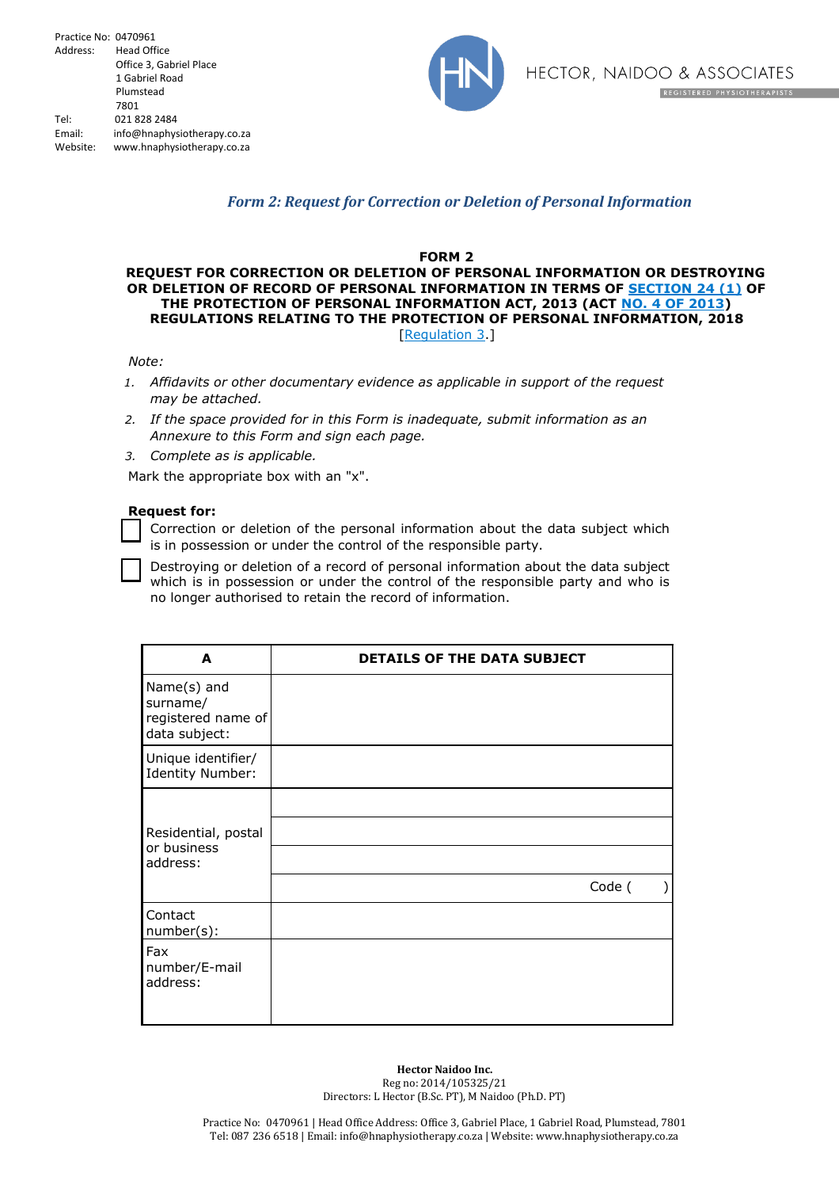Practice No: 0470961
Address: Head Office
Office 3, Gabriel Place
1 Gabriel Road
Plumstead
7801
Tel: 021 828 2484
Email: info@hnaphysiotherapy.co.za
Website: www.hnaphysiotherapy.co.za

HECTOR, NAIDOO & ASSOCIATES
REGISTERED PHYSIOTHERAPISTS

## *Form 2: Request for Correction or Deletion of Personal Information*

### FORM 2
### REQUEST FOR CORRECTION OR DELETION OF PERSONAL INFORMATION OR DESTROYING OR DELETION OF RECORD OF PERSONAL INFORMATION IN TERMS OF SECTION 24 (1) OF THE PROTECTION OF PERSONAL INFORMATION ACT, 2013 (ACT NO. 4 OF 2013) REGULATIONS RELATING TO THE PROTECTION OF PERSONAL INFORMATION, 2018

[Regulation 3.]

*Note:*

1. *Affidavits or other documentary evidence as applicable in support of the request may be attached.*
2. *If the space provided for in this Form is inadequate, submit information as an Annexure to this Form and sign each page.*
3. *Complete as is applicable.*

Mark the appropriate box with an "x".

**Request for:**

☐ Correction or deletion of the personal information about the data subject which is in possession or under the control of the responsible party.

☐ Destroying or deletion of a record of personal information about the data subject which is in possession or under the control of the responsible party and who is no longer authorised to retain the record of information.

| A | DETAILS OF THE DATA SUBJECT |
|---|---|
| Name(s) and surname/ registered name of data subject: | |
| Unique identifier/ Identity Number: | |
| Residential, postal or business address: | |
| | |
| | |
| | Code (       ) |
| Contact number(s): | |
| Fax number/E-mail address: | |

**Hector Naidoo Inc.**
Reg no: 2014/105325/21
Directors: L Hector (B.Sc. PT), M Naidoo (Ph.D. PT)

Practice No: 0470961 | Head Office Address: Office 3, Gabriel Place, 1 Gabriel Road, Plumstead, 7801
Tel: 087 236 6518 | Email: info@hnaphysiotherapy.co.za | Website: www.hnaphysiotherapy.co.za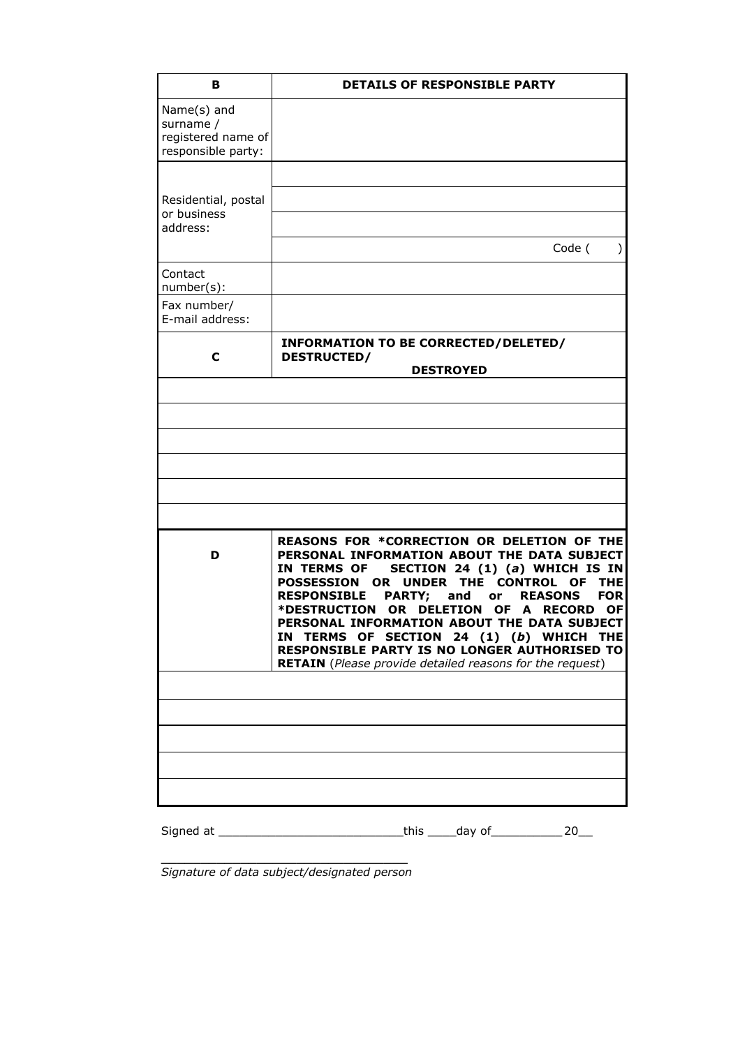| B | DETAILS OF RESPONSIBLE PARTY |
| --- | --- |
| Name(s) and surname / registered name of responsible party: | |
| Residential, postal or business address: | |
| | |
| | |
| | Code ( ) |
| Contact number(s): | |
| Fax number/ E-mail address: | |
| **C** | **INFORMATION TO BE CORRECTED/DELETED/ DESTRUCTED/ DESTROYED** |
| | |
| | |
| | |
| | |
| | |
| | |
| **D** | **REASONS FOR *CORRECTION OR DELETION OF THE PERSONAL INFORMATION ABOUT THE DATA SUBJECT IN TERMS OF SECTION 24 (1) (*a*) WHICH IS IN POSSESSION OR UNDER THE CONTROL OF THE RESPONSIBLE PARTY; and or REASONS FOR *DESTRUCTION OR DELETION OF A RECORD OF PERSONAL INFORMATION ABOUT THE DATA SUBJECT IN TERMS OF SECTION 24 (1) (*b*) WHICH THE RESPONSIBLE PARTY IS NO LONGER AUTHORISED TO RETAIN** (*Please provide detailed reasons for the request*) |
| | |
| | |
| | |
| | |
| | |

Signed at __________________________this ____day of__________ 20__

_________________________________

*Signature of data subject/designated person*